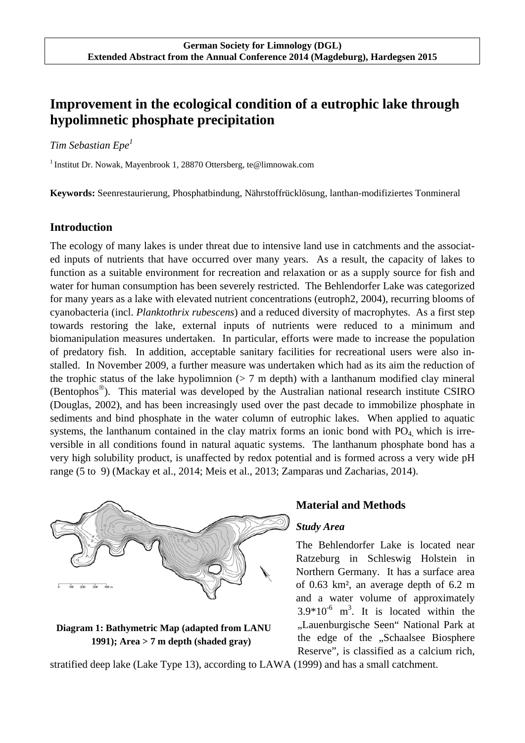German Society for Limnology (DGL)
Extended Abstract from the Annual Conference 2014 (Magdeburg), Hardegsen 2015

# Improvement in the ecological condition of a eutrophic lake through hypolimnetic phosphate precipitation

*Tim Sebastian Epe*[1]

[1] Institut Dr. Nowak, Mayenbrook 1, 28870 Ottersberg, te@limnowak.com

**Keywords:** Seenrestaurierung, Phosphatbindung, Nährstoffrücklösung, lanthan-modifiziertes Tonmineral

## Introduction

The ecology of many lakes is under threat due to intensive land use in catchments and the associated inputs of nutrients that have occurred over many years. As a result, the capacity of lakes to function as a suitable environment for recreation and relaxation or as a supply source for fish and water for human consumption has been severely restricted. The Behlendorfer Lake was categorized for many years as a lake with elevated nutrient concentrations (eutroph2, 2004), recurring blooms of cyanobacteria (incl. *Planktothrix rubescens*) and a reduced diversity of macrophytes. As a first step towards restoring the lake, external inputs of nutrients were reduced to a minimum and biomanipulation measures undertaken. In particular, efforts were made to increase the population of predatory fish. In addition, acceptable sanitary facilities for recreational users were also installed. In November 2009, a further measure was undertaken which had as its aim the reduction of the trophic status of the lake hypolimnion (> 7 m depth) with a lanthanum modified clay mineral (Bentophos®). This material was developed by the Australian national research institute CSIRO (Douglas, 2002), and has been increasingly used over the past decade to immobilize phosphate in sediments and bind phosphate in the water column of eutrophic lakes. When applied to aquatic systems, the lanthanum contained in the clay matrix forms an ionic bond with $PO_4$, which is irreversible in all conditions found in natural aquatic systems. The lanthanum phosphate bond has a very high solubility product, is unaffected by redox potential and is formed across a very wide pH range (5 to 9) (Mackay et al., 2014; Meis et al., 2013; Zamparas und Zacharias, 2014).

**Diagram 1: Bathymetric Map (adapted from LANU 1991); Area > 7 m depth (shaded gray)**

## Material and Methods

### *Study Area*

The Behlendorfer Lake is located near Ratzeburg in Schleswig Holstein in Northern Germany. It has a surface area of 0.63 km², an average depth of 6.2 m and a water volume of approximately $3.9*10^{-6}$ $m^3$. It is located within the „Lauenburgische Seen" National Park at the edge of the „Schaalsee Biosphere Reserve", is classified as a calcium rich, stratified deep lake (Lake Type 13), according to LAWA (1999) and has a small catchment.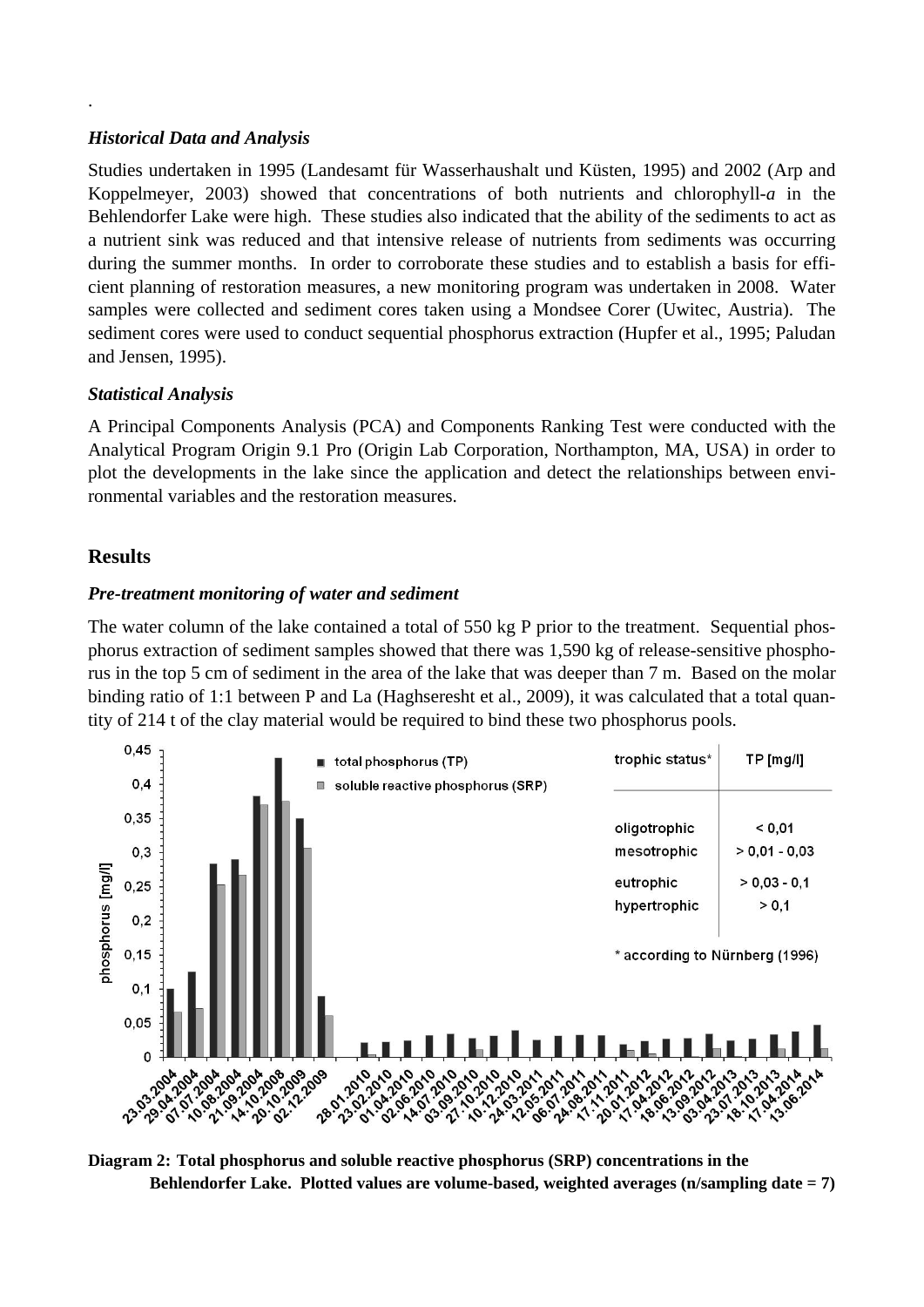.

### *Historical Data and Analysis*

Studies undertaken in 1995 (Landesamt für Wasserhaushalt und Küsten, 1995) and 2002 (Arp and Koppelmeyer, 2003) showed that concentrations of both nutrients and chlorophyll-*a* in the Behlendorfer Lake were high. These studies also indicated that the ability of the sediments to act as a nutrient sink was reduced and that intensive release of nutrients from sediments was occurring during the summer months. In order to corroborate these studies and to establish a basis for efficient planning of restoration measures, a new monitoring program was undertaken in 2008. Water samples were collected and sediment cores taken using a Mondsee Corer (Uwitec, Austria). The sediment cores were used to conduct sequential phosphorus extraction (Hupfer et al., 1995; Paludan and Jensen, 1995).

### *Statistical Analysis*

A Principal Components Analysis (PCA) and Components Ranking Test were conducted with the Analytical Program Origin 9.1 Pro (Origin Lab Corporation, Northampton, MA, USA) in order to plot the developments in the lake since the application and detect the relationships between environmental variables and the restoration measures.

## Results

### *Pre-treatment monitoring of water and sediment*

The water column of the lake contained a total of 550 kg P prior to the treatment. Sequential phosphorus extraction of sediment samples showed that there was 1,590 kg of release-sensitive phosphorus in the top 5 cm of sediment in the area of the lake that was deeper than 7 m. Based on the molar binding ratio of 1:1 between P and La (Haghseresht et al., 2009), it was calculated that a total quantity of 214 t of the clay material would be required to bind these two phosphorus pools.

**Diagram 2: Total phosphorus and soluble reactive phosphorus (SRP) concentrations in the Behlendorfer Lake. Plotted values are volume-based, weighted averages (n/sampling date = 7)**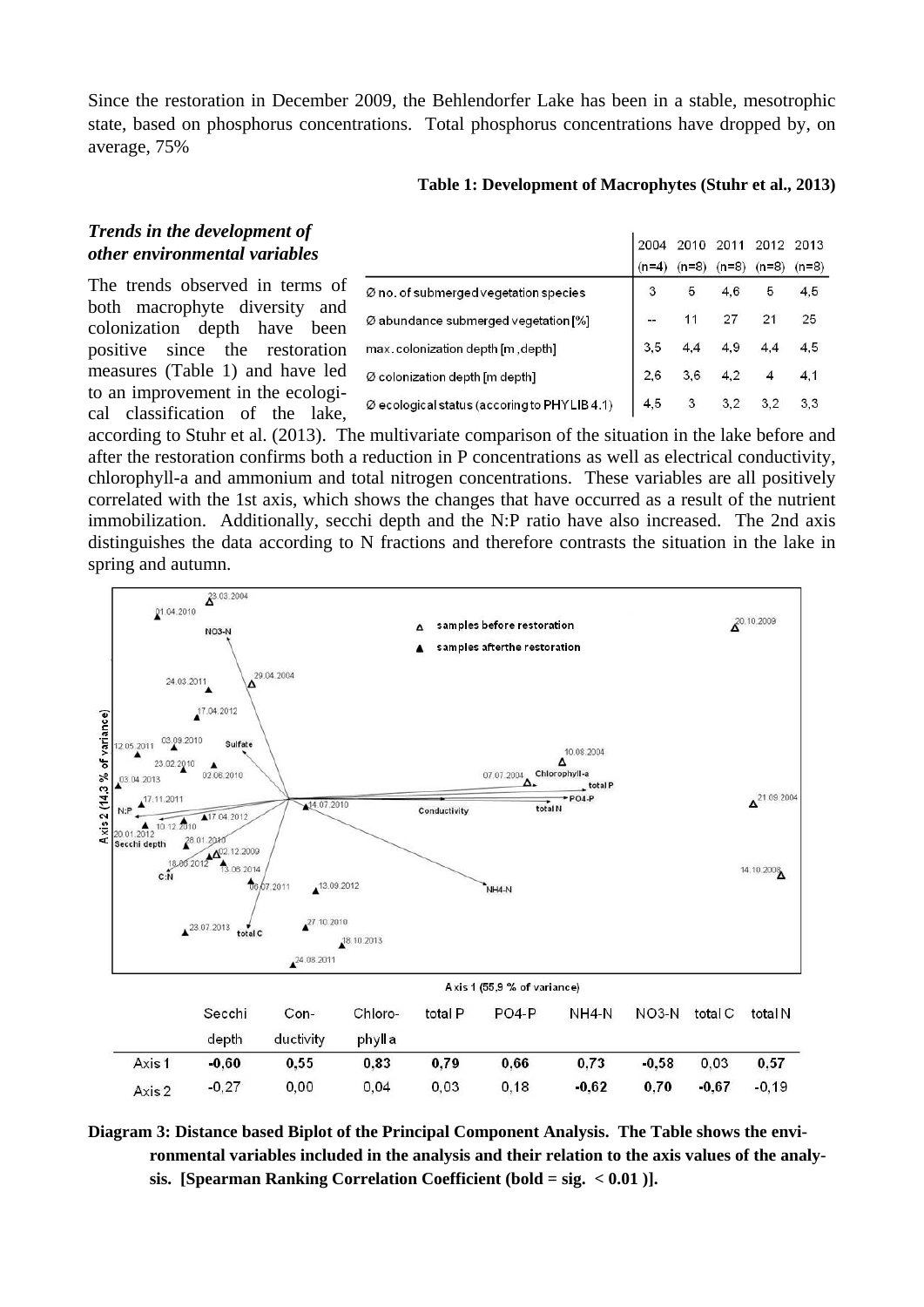Since the restoration in December 2009, the Behlendorfer Lake has been in a stable, mesotrophic state, based on phosphorus concentrations. Total phosphorus concentrations have dropped by, on average, 75%

**Table 1: Development of Macrophytes (Stuhr et al., 2013)**

| | 2004 (n=4) | 2010 (n=8) | 2011 (n=8) | 2012 (n=8) | 2013 (n=8) |
|---|---|---|---|---|---|
| Ø no. of submerged vegetation species | 3 | 5 | 4,6 | 5 | 4,5 |
| Ø abundance submerged vegetation [%] | -- | 11 | 27 | 21 | 25 |
| max. colonization depth [m, depth] | 3,5 | 4,4 | 4,9 | 4,4 | 4,5 |
| Ø colonization depth [m depth] | 2,6 | 3,6 | 4,2 | 4 | 4,1 |
| Ø ecological status (accoring to PHYLIB 4.1) | 4,5 | 3 | 3,2 | 3,2 | 3,3 |

### *Trends in the development of other environmental variables*

The trends observed in terms of both macrophyte diversity and colonization depth have been positive since the restoration measures (Table 1) and have led to an improvement in the ecological classification of the lake, according to Stuhr et al. (2013). The multivariate comparison of the situation in the lake before and after the restoration confirms both a reduction in P concentrations as well as electrical conductivity, chlorophyll-a and ammonium and total nitrogen concentrations. These variables are all positively correlated with the 1st axis, which shows the changes that have occurred as a result of the nutrient immobilization. Additionally, secchi depth and the N:P ratio have also increased. The 2nd axis distinguishes the data according to N fractions and therefore contrasts the situation in the lake in spring and autumn.

| | Secchi depth | Con-ductivity | Chloro-phyll a | total P | PO4-P | NH4-N | NO3-N | total C | total N |
|---|---|---|---|---|---|---|---|---|---|
| Axis 1 | **-0,60** | **0,55** | **0,83** | **0,79** | **0,66** | **0,73** | **-0,58** | 0,03 | **0,57** |
| Axis 2 | -0,27 | 0,00 | 0,04 | 0,03 | 0,18 | **-0,62** | **0,70** | **-0,67** | -0,19 |

**Diagram 3: Distance based Biplot of the Principal Component Analysis. The Table shows the environmental variables included in the analysis and their relation to the axis values of the analysis. [Spearman Ranking Correlation Coefficient (bold = sig. < 0.01 )].**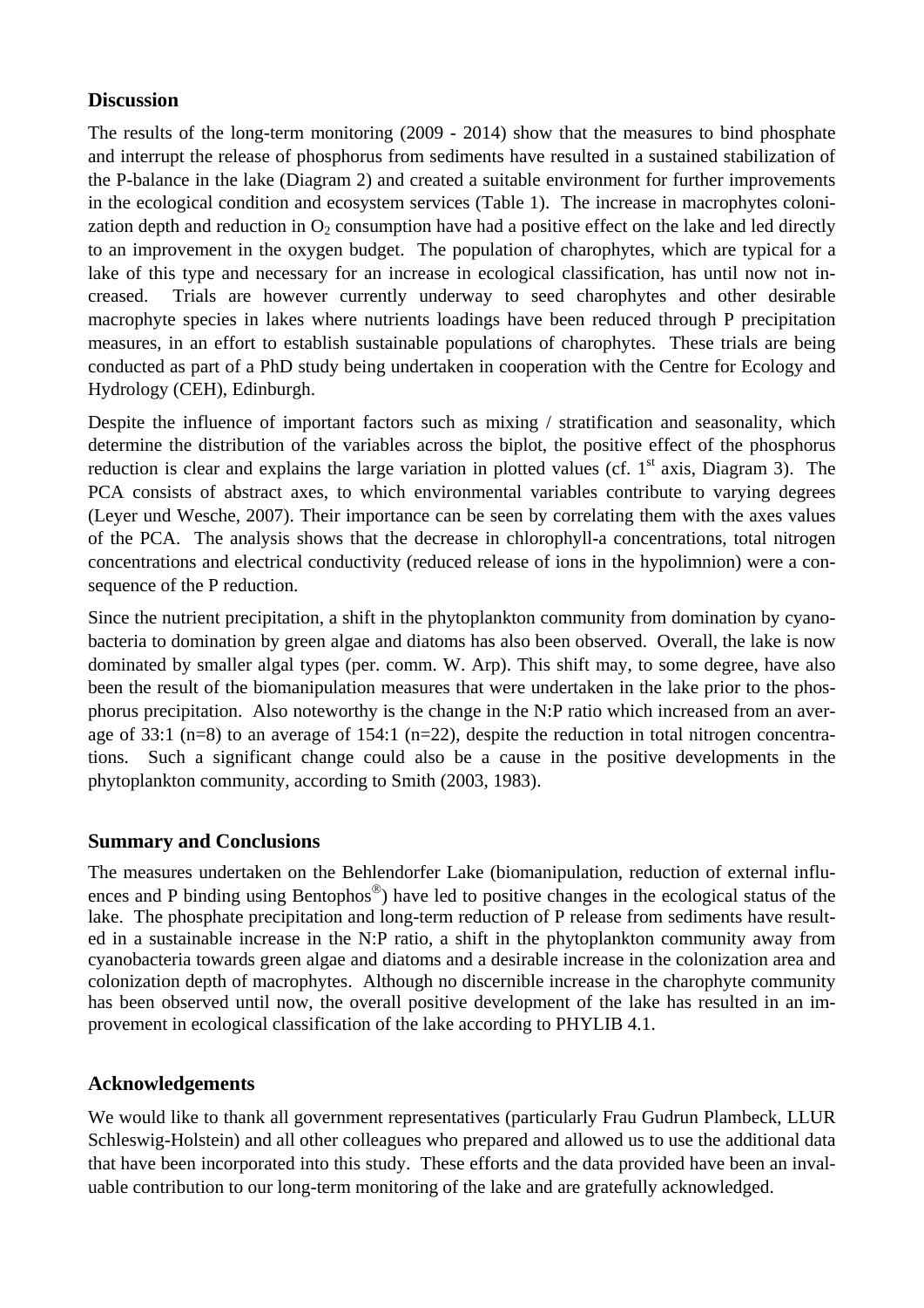## Discussion

The results of the long-term monitoring (2009 - 2014) show that the measures to bind phosphate and interrupt the release of phosphorus from sediments have resulted in a sustained stabilization of the P-balance in the lake (Diagram 2) and created a suitable environment for further improvements in the ecological condition and ecosystem services (Table 1). The increase in macrophytes colonization depth and reduction in $O_2$ consumption have had a positive effect on the lake and led directly to an improvement in the oxygen budget. The population of charophytes, which are typical for a lake of this type and necessary for an increase in ecological classification, has until now not increased. Trials are however currently underway to seed charophytes and other desirable macrophyte species in lakes where nutrients loadings have been reduced through P precipitation measures, in an effort to establish sustainable populations of charophytes. These trials are being conducted as part of a PhD study being undertaken in cooperation with the Centre for Ecology and Hydrology (CEH), Edinburgh.

Despite the influence of important factors such as mixing / stratification and seasonality, which determine the distribution of the variables across the biplot, the positive effect of the phosphorus reduction is clear and explains the large variation in plotted values (cf. 1st axis, Diagram 3). The PCA consists of abstract axes, to which environmental variables contribute to varying degrees (Leyer und Wesche, 2007). Their importance can be seen by correlating them with the axes values of the PCA. The analysis shows that the decrease in chlorophyll-a concentrations, total nitrogen concentrations and electrical conductivity (reduced release of ions in the hypolimnion) were a consequence of the P reduction.

Since the nutrient precipitation, a shift in the phytoplankton community from domination by cyanobacteria to domination by green algae and diatoms has also been observed. Overall, the lake is now dominated by smaller algal types (per. comm. W. Arp). This shift may, to some degree, have also been the result of the biomanipulation measures that were undertaken in the lake prior to the phosphorus precipitation. Also noteworthy is the change in the N:P ratio which increased from an average of 33:1 (n=8) to an average of 154:1 (n=22), despite the reduction in total nitrogen concentrations. Such a significant change could also be a cause in the positive developments in the phytoplankton community, according to Smith (2003, 1983).

## Summary and Conclusions

The measures undertaken on the Behlendorfer Lake (biomanipulation, reduction of external influences and P binding using Bentophos®) have led to positive changes in the ecological status of the lake. The phosphate precipitation and long-term reduction of P release from sediments have resulted in a sustainable increase in the N:P ratio, a shift in the phytoplankton community away from cyanobacteria towards green algae and diatoms and a desirable increase in the colonization area and colonization depth of macrophytes. Although no discernible increase in the charophyte community has been observed until now, the overall positive development of the lake has resulted in an improvement in ecological classification of the lake according to PHYLIB 4.1.

## Acknowledgements

We would like to thank all government representatives (particularly Frau Gudrun Plambeck, LLUR Schleswig-Holstein) and all other colleagues who prepared and allowed us to use the additional data that have been incorporated into this study. These efforts and the data provided have been an invaluable contribution to our long-term monitoring of the lake and are gratefully acknowledged.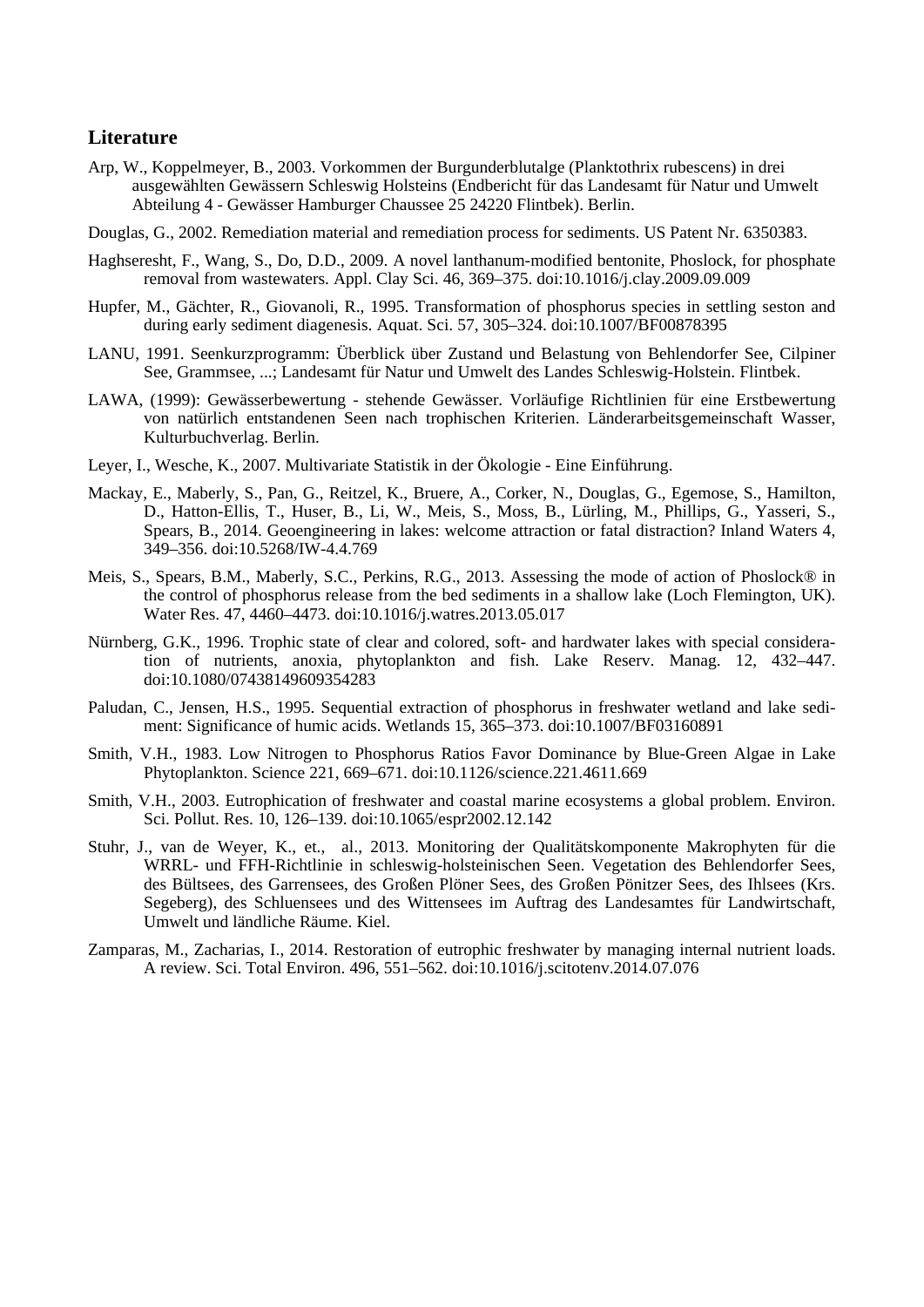## Literature

Arp, W., Koppelmeyer, B., 2003. Vorkommen der Burgunderblutalge (Planktothrix rubescens) in drei ausgewählten Gewässern Schleswig Holsteins (Endbericht für das Landesamt für Natur und Umwelt Abteilung 4 - Gewässer Hamburger Chaussee 25 24220 Flintbek). Berlin.

Douglas, G., 2002. Remediation material and remediation process for sediments. US Patent Nr. 6350383.

Haghseresht, F., Wang, S., Do, D.D., 2009. A novel lanthanum-modified bentonite, Phoslock, for phosphate removal from wastewaters. Appl. Clay Sci. 46, 369–375. doi:10.1016/j.clay.2009.09.009

Hupfer, M., Gächter, R., Giovanoli, R., 1995. Transformation of phosphorus species in settling seston and during early sediment diagenesis. Aquat. Sci. 57, 305–324. doi:10.1007/BF00878395

LANU, 1991. Seenkurzprogramm: Überblick über Zustand und Belastung von Behlendorfer See, Cilpiner See, Grammsee, ...; Landesamt für Natur und Umwelt des Landes Schleswig-Holstein. Flintbek.

LAWA, (1999): Gewässerbewertung - stehende Gewässer. Vorläufige Richtlinien für eine Erstbewertung von natürlich entstandenen Seen nach trophischen Kriterien. Länderarbeitsgemeinschaft Wasser, Kulturbuchverlag. Berlin.

Leyer, I., Wesche, K., 2007. Multivariate Statistik in der Ökologie - Eine Einführung.

Mackay, E., Maberly, S., Pan, G., Reitzel, K., Bruere, A., Corker, N., Douglas, G., Egemose, S., Hamilton, D., Hatton-Ellis, T., Huser, B., Li, W., Meis, S., Moss, B., Lürling, M., Phillips, G., Yasseri, S., Spears, B., 2014. Geoengineering in lakes: welcome attraction or fatal distraction? Inland Waters 4, 349–356. doi:10.5268/IW-4.4.769

Meis, S., Spears, B.M., Maberly, S.C., Perkins, R.G., 2013. Assessing the mode of action of Phoslock® in the control of phosphorus release from the bed sediments in a shallow lake (Loch Flemington, UK). Water Res. 47, 4460–4473. doi:10.1016/j.watres.2013.05.017

Nürnberg, G.K., 1996. Trophic state of clear and colored, soft- and hardwater lakes with special consideration of nutrients, anoxia, phytoplankton and fish. Lake Reserv. Manag. 12, 432–447. doi:10.1080/07438149609354283

Paludan, C., Jensen, H.S., 1995. Sequential extraction of phosphorus in freshwater wetland and lake sediment: Significance of humic acids. Wetlands 15, 365–373. doi:10.1007/BF03160891

Smith, V.H., 1983. Low Nitrogen to Phosphorus Ratios Favor Dominance by Blue-Green Algae in Lake Phytoplankton. Science 221, 669–671. doi:10.1126/science.221.4611.669

Smith, V.H., 2003. Eutrophication of freshwater and coastal marine ecosystems a global problem. Environ. Sci. Pollut. Res. 10, 126–139. doi:10.1065/espr2002.12.142

Stuhr, J., van de Weyer, K., et., al., 2013. Monitoring der Qualitätskomponente Makrophyten für die WRRL- und FFH-Richtlinie in schleswig-holsteinischen Seen. Vegetation des Behlendorfer Sees, des Bültsees, des Garrensees, des Großen Plöner Sees, des Großen Pönitzer Sees, des Ihlsees (Krs. Segeberg), des Schluensees und des Wittensees im Auftrag des Landesamtes für Landwirtschaft, Umwelt und ländliche Räume. Kiel.

Zamparas, M., Zacharias, I., 2014. Restoration of eutrophic freshwater by managing internal nutrient loads. A review. Sci. Total Environ. 496, 551–562. doi:10.1016/j.scitotenv.2014.07.076